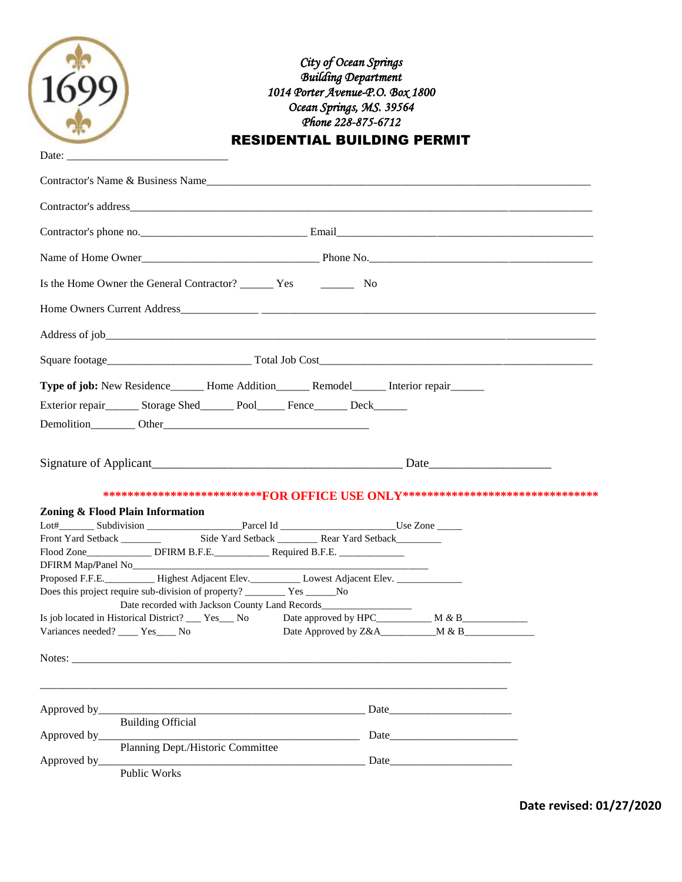*City of Ocean Springs*
*Building Department*
*1014 Porter Avenue-P.O. Box 1800*
*Ocean Springs, MS. 39564*
*Phone 228-875-6712*

# RESIDENTIAL BUILDING PERMIT

Date: ____________________________

Contractor's Name & Business Name______________________________________________________________________

Contractor's address_________________________________________________________________________________

Contractor's phone no.____________________________ Email______________________________________________

Name of Home Owner_______________________________ Phone No.______________________________________

Is the Home Owner the General Contractor? ______ Yes ______ No

Home Owners Current Address______________ _____________________________________________________________

Address of job________________________________________________________________________________________

Square footage_________________________ Total Job Cost_______________________________________________

**Type of job:** New Residence______ Home Addition______ Remodel______ Interior repair______

Exterior repair______ Storage Shed______ Pool_____ Fence______ Deck______

Demolition________ Other____________________________________

Signature of Applicant___________________________________________ Date____________________

**************************FOR OFFICE USE ONLY*********************************

**Zoning & Flood Plain Information**

Lot#_______ Subdivision __________________Parcel Id ______________________Use Zone _____

Front Yard Setback ________ Side Yard Setback ________ Rear Yard Setback________

Flood Zone____________ DFIRM B.F.E.__________ Required B.F.E. _____________

DFIRM Map/Panel No____________________________________________________________

Proposed F.F.E.__________ Highest Adjacent Elev.__________ Lowest Adjacent Elev. _____________

Does this project require sub-division of property? ________ Yes ______No

Date recorded with Jackson County Land Records_________________

Is job located in Historical District? ___ Yes___ No Date approved by HPC__________ M & B_____________

Variances needed? ____ Yes____ No Date Approved by Z&A__________M & B______________

Notes: ___________________________________________________________________________

_________________________________________________________________________________

Approved by_______________________________________________ Date_____________________
Building Official

Approved by_______________________________________________ Date______________________
Planning Dept./Historic Committee

Approved by_______________________________________________ Date_____________________
Public Works

**Date revised: 01/27/2020**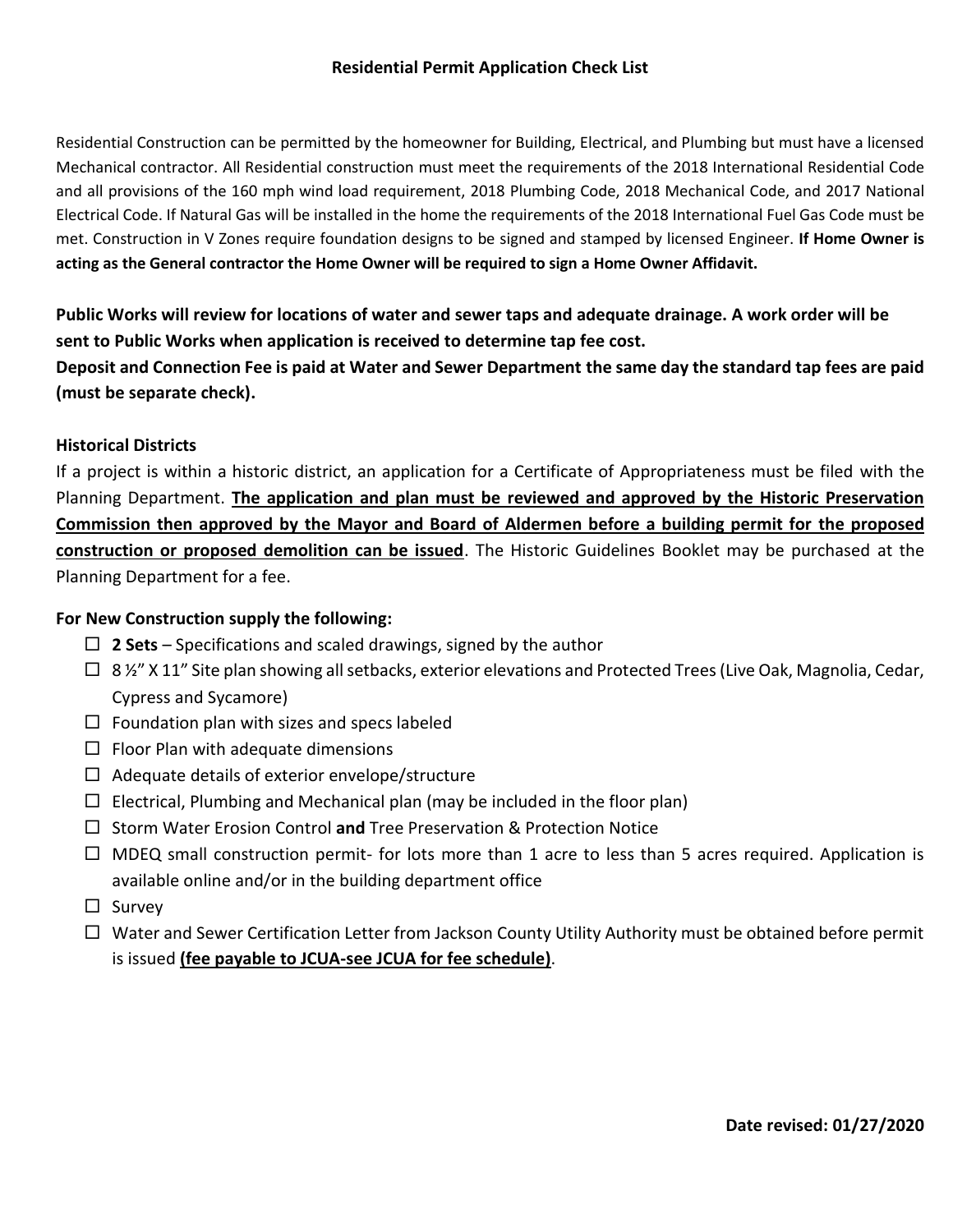# Residential Permit Application Check List

Residential Construction can be permitted by the homeowner for Building, Electrical, and Plumbing but must have a licensed Mechanical contractor. All Residential construction must meet the requirements of the 2018 International Residential Code and all provisions of the 160 mph wind load requirement, 2018 Plumbing Code, 2018 Mechanical Code, and 2017 National Electrical Code. If Natural Gas will be installed in the home the requirements of the 2018 International Fuel Gas Code must be met. Construction in V Zones require foundation designs to be signed and stamped by licensed Engineer. **If Home Owner is acting as the General contractor the Home Owner will be required to sign a Home Owner Affidavit.**

**Public Works will review for locations of water and sewer taps and adequate drainage. A work order will be sent to Public Works when application is received to determine tap fee cost.**

**Deposit and Connection Fee is paid at Water and Sewer Department the same day the standard tap fees are paid (must be separate check).**

**Historical Districts**

If a project is within a historic district, an application for a Certificate of Appropriateness must be filed with the Planning Department. **The application and plan must be reviewed and approved by the Historic Preservation Commission then approved by the Mayor and Board of Aldermen before a building permit for the proposed construction or proposed demolition can be issued**. The Historic Guidelines Booklet may be purchased at the Planning Department for a fee.

**For New Construction supply the following:**

- ☐ **2 Sets** – Specifications and scaled drawings, signed by the author
- ☐ 8 ½" X 11" Site plan showing all setbacks, exterior elevations and Protected Trees (Live Oak, Magnolia, Cedar, Cypress and Sycamore)
- ☐ Foundation plan with sizes and specs labeled
- ☐ Floor Plan with adequate dimensions
- ☐ Adequate details of exterior envelope/structure
- ☐ Electrical, Plumbing and Mechanical plan (may be included in the floor plan)
- ☐ Storm Water Erosion Control **and** Tree Preservation & Protection Notice
- ☐ MDEQ small construction permit- for lots more than 1 acre to less than 5 acres required. Application is available online and/or in the building department office
- ☐ Survey
- ☐ Water and Sewer Certification Letter from Jackson County Utility Authority must be obtained before permit is issued **(fee payable to JCUA-see JCUA for fee schedule)**.

**Date revised: 01/27/2020**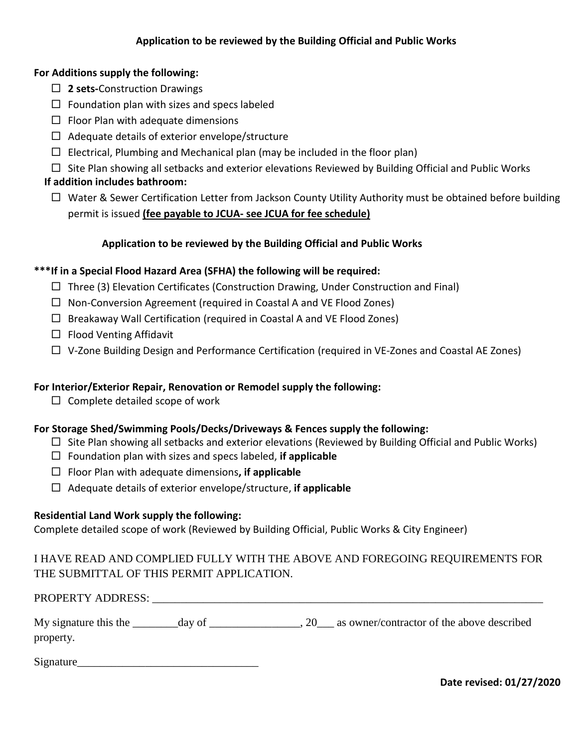**Application to be reviewed by the Building Official and Public Works**

**For Additions supply the following:**

- ☐ **2 sets-**Construction Drawings
- ☐ Foundation plan with sizes and specs labeled
- ☐ Floor Plan with adequate dimensions
- ☐ Adequate details of exterior envelope/structure
- ☐ Electrical, Plumbing and Mechanical plan (may be included in the floor plan)
- ☐ Site Plan showing all setbacks and exterior elevations Reviewed by Building Official and Public Works

**If addition includes bathroom:**

- ☐ Water & Sewer Certification Letter from Jackson County Utility Authority must be obtained before building permit is issued **(fee payable to JCUA- see JCUA for fee schedule)**

**Application to be reviewed by the Building Official and Public Works**

**\*\*\*If in a Special Flood Hazard Area (SFHA) the following will be required:**

- ☐ Three (3) Elevation Certificates (Construction Drawing, Under Construction and Final)
- ☐ Non-Conversion Agreement (required in Coastal A and VE Flood Zones)
- ☐ Breakaway Wall Certification (required in Coastal A and VE Flood Zones)
- ☐ Flood Venting Affidavit
- ☐ V-Zone Building Design and Performance Certification (required in VE-Zones and Coastal AE Zones)

**For Interior/Exterior Repair, Renovation or Remodel supply the following:**

- ☐ Complete detailed scope of work

**For Storage Shed/Swimming Pools/Decks/Driveways & Fences supply the following:**

- ☐ Site Plan showing all setbacks and exterior elevations (Reviewed by Building Official and Public Works)
- ☐ Foundation plan with sizes and specs labeled, **if applicable**
- ☐ Floor Plan with adequate dimensions**, if applicable**
- ☐ Adequate details of exterior envelope/structure, **if applicable**

**Residential Land Work supply the following:**

Complete detailed scope of work (Reviewed by Building Official, Public Works & City Engineer)

I HAVE READ AND COMPLIED FULLY WITH THE ABOVE AND FOREGOING REQUIREMENTS FOR THE SUBMITTAL OF THIS PERMIT APPLICATION.

PROPERTY ADDRESS: ______________________________________________________________________

My signature this the ________day of ________________, 20___ as owner/contractor of the above described property.

Signature________________________________

**Date revised: 01/27/2020**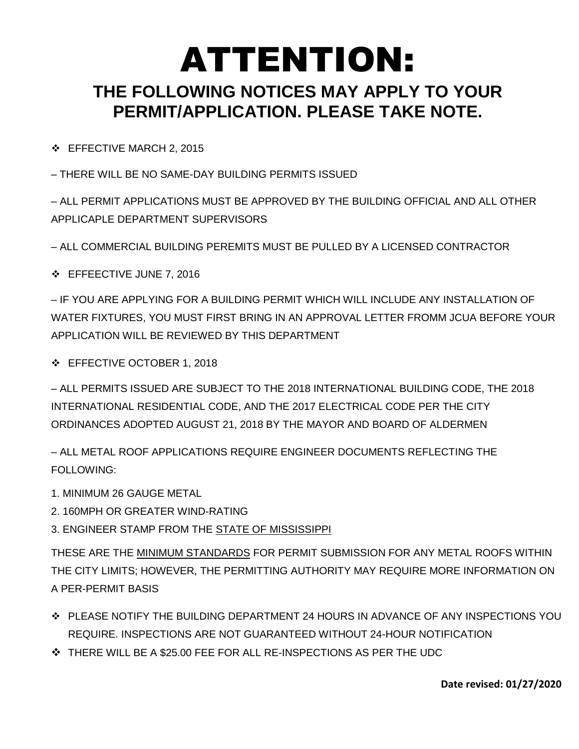# ATTENTION:

## THE FOLLOWING NOTICES MAY APPLY TO YOUR PERMIT/APPLICATION. PLEASE TAKE NOTE.

- EFFECTIVE MARCH 2, 2015

– THERE WILL BE NO SAME-DAY BUILDING PERMITS ISSUED

– ALL PERMIT APPLICATIONS MUST BE APPROVED BY THE BUILDING OFFICIAL AND ALL OTHER APPLICAPLE DEPARTMENT SUPERVISORS

– ALL COMMERCIAL BUILDING PEREMITS MUST BE PULLED BY A LICENSED CONTRACTOR

- EFFEECTIVE JUNE 7, 2016

– IF YOU ARE APPLYING FOR A BUILDING PERMIT WHICH WILL INCLUDE ANY INSTALLATION OF WATER FIXTURES, YOU MUST FIRST BRING IN AN APPROVAL LETTER FROMM JCUA BEFORE YOUR APPLICATION WILL BE REVIEWED BY THIS DEPARTMENT

- EFFECTIVE OCTOBER 1, 2018

– ALL PERMITS ISSUED ARE SUBJECT TO THE 2018 INTERNATIONAL BUILDING CODE, THE 2018 INTERNATIONAL RESIDENTIAL CODE, AND THE 2017 ELECTRICAL CODE PER THE CITY ORDINANCES ADOPTED AUGUST 21, 2018 BY THE MAYOR AND BOARD OF ALDERMEN

– ALL METAL ROOF APPLICATIONS REQUIRE ENGINEER DOCUMENTS REFLECTING THE FOLLOWING:

1. MINIMUM 26 GAUGE METAL
2. 160MPH OR GREATER WIND-RATING
3. ENGINEER STAMP FROM THE STATE OF MISSISSIPPI

THESE ARE THE MINIMUM STANDARDS FOR PERMIT SUBMISSION FOR ANY METAL ROOFS WITHIN THE CITY LIMITS; HOWEVER, THE PERMITTING AUTHORITY MAY REQUIRE MORE INFORMATION ON A PER-PERMIT BASIS

- PLEASE NOTIFY THE BUILDING DEPARTMENT 24 HOURS IN ADVANCE OF ANY INSPECTIONS YOU REQUIRE. INSPECTIONS ARE NOT GUARANTEED WITHOUT 24-HOUR NOTIFICATION
- THERE WILL BE A $25.00 FEE FOR ALL RE-INSPECTIONS AS PER THE UDC

**Date revised: 01/27/2020**